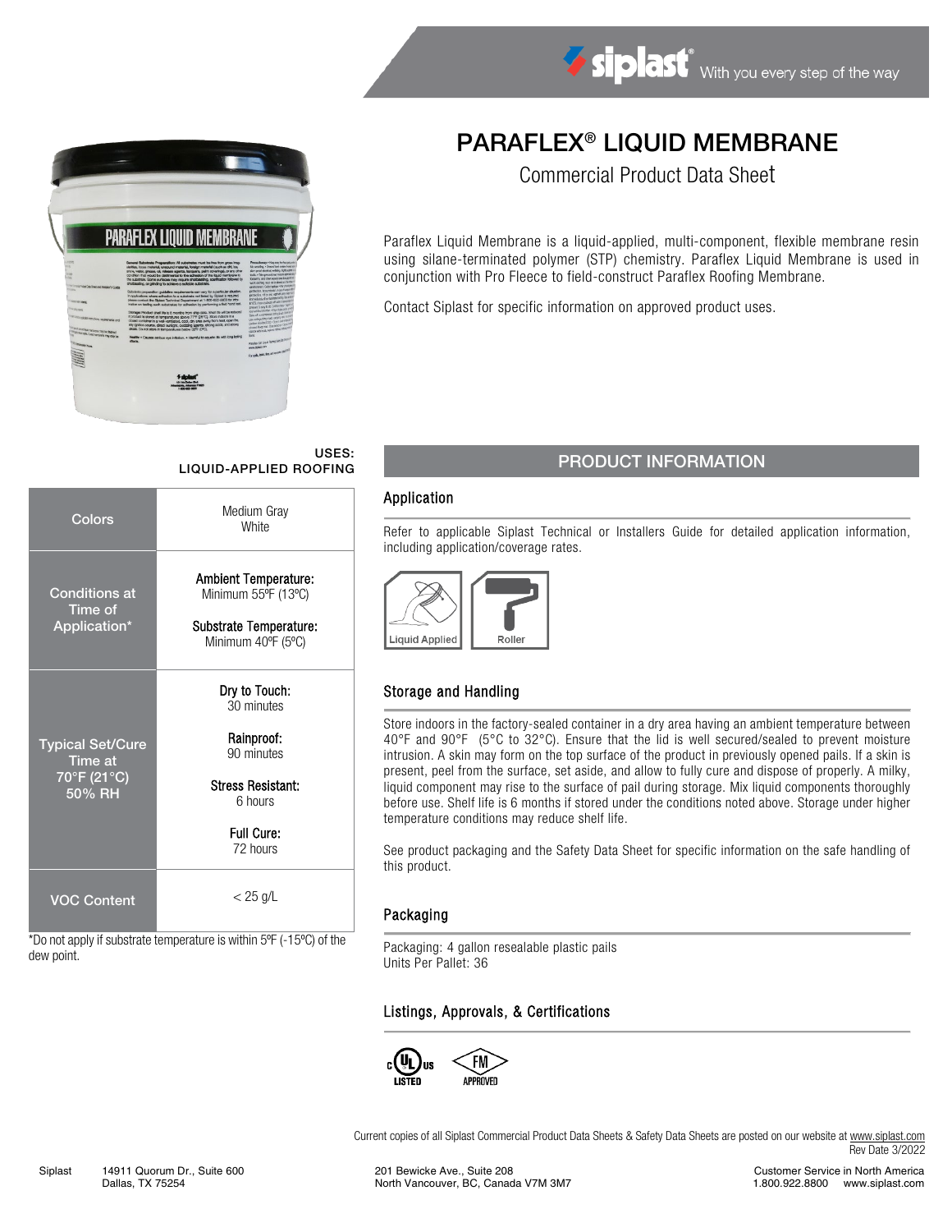# PARAFLEX® LIQUID MEMBRANE

## Commercial Product Data Sheet

Paraflex Liquid Membrane is a liquid-applied, multi-component, flexible membrane resin using silane-terminated polymer (STP) chemistry. Paraflex Liquid Membrane is used in conjunction with Pro Fleece to field-construct Paraflex Roofing Membrane.

Contact Siplast for specific information on approved product uses.

**USES:**
**LIQUID-APPLIED ROOFING**

| | |
|---|---|
| Colors | Medium Gray<br>White |
| Conditions at Time of Application* | **Ambient Temperature:** Minimum 55ºF (13ºC)<br><br>**Substrate Temperature:** Minimum 40ºF (5ºC) |
| Typical Set/Cure Time at 70°F (21°C) 50% RH | **Dry to Touch:** 30 minutes<br><br>**Rainproof:** 90 minutes<br><br>**Stress Resistant:** 6 hours<br><br>**Full Cure:** 72 hours |
| VOC Content | < 25 g/L |

*Do not apply if substrate temperature is within 5ºF (-15ºC) of the dew point.

## PRODUCT INFORMATION

### Application

Refer to applicable Siplast Technical or Installers Guide for detailed application information, including application/coverage rates.

Liquid Applied | Roller

### Storage and Handling

Store indoors in the factory-sealed container in a dry area having an ambient temperature between 40°F and 90°F (5°C to 32°C). Ensure that the lid is well secured/sealed to prevent moisture intrusion. A skin may form on the top surface of the product in previously opened pails. If a skin is present, peel from the surface, set aside, and allow to fully cure and dispose of properly. A milky, liquid component may rise to the surface of pail during storage. Mix liquid components thoroughly before use. Shelf life is 6 months if stored under the conditions noted above. Storage under higher temperature conditions may reduce shelf life.

See product packaging and the Safety Data Sheet for specific information on the safe handling of this product.

### Packaging

Packaging: 4 gallon resealable plastic pails
Units Per Pallet: 36

### Listings, Approvals, & Certifications

cULus LISTED | FM APPROVED

Current copies of all Siplast Commercial Product Data Sheets & Safety Data Sheets are posted on our website at www.siplast.com
Rev Date 3/2022

Siplast 14911 Quorum Dr., Suite 600 Dallas, TX 75254 | 201 Bewicke Ave., Suite 208 North Vancouver, BC, Canada V7M 3M7 | Customer Service in North America 1.800.922.8800 www.siplast.com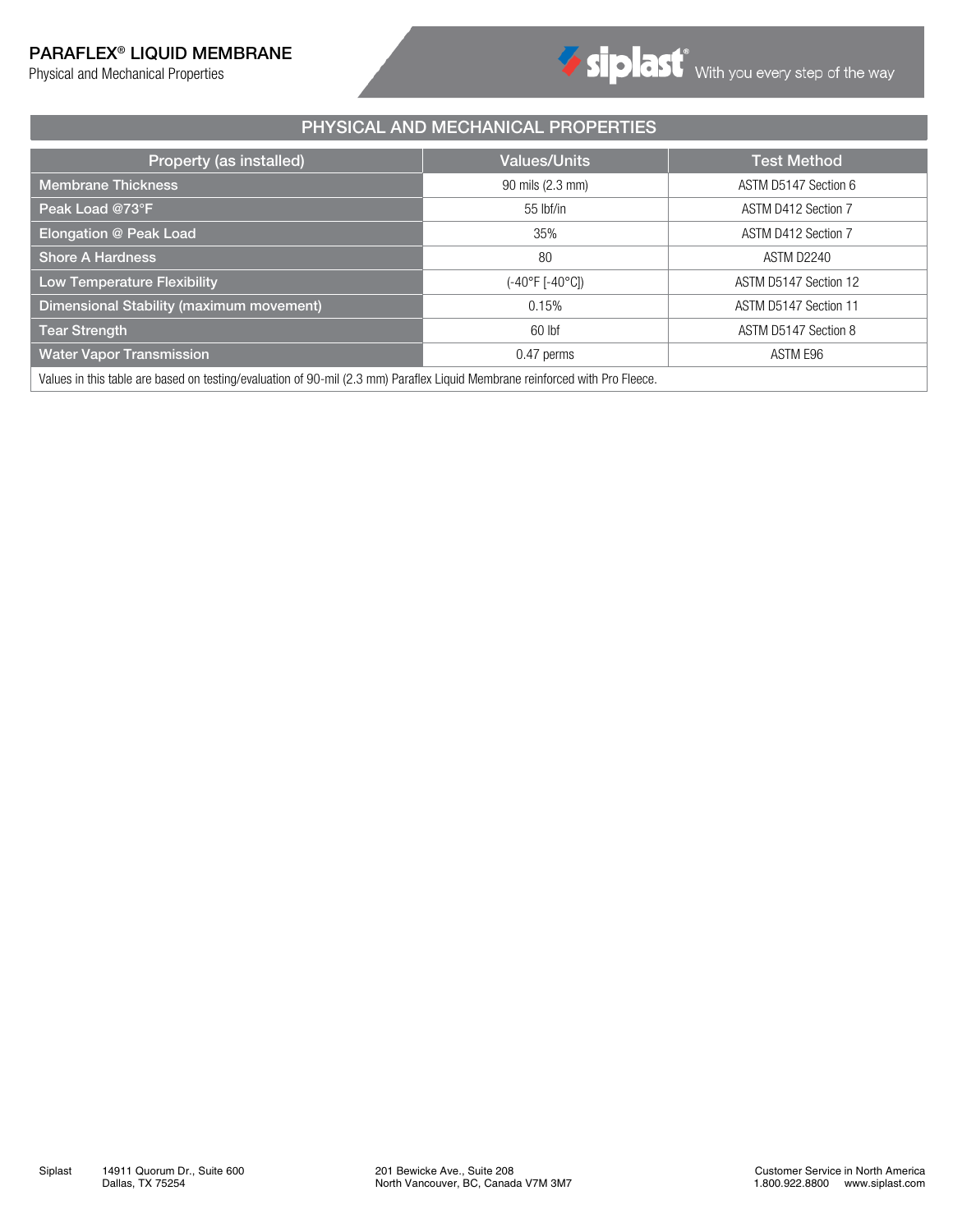## PHYSICAL AND MECHANICAL PROPERTIES

| Property (as installed) | Values/Units | Test Method |
| --- | --- | --- |
| Membrane Thickness | 90 mils (2.3 mm) | ASTM D5147 Section 6 |
| Peak Load @73°F | 55 lbf/in | ASTM D412 Section 7 |
| Elongation @ Peak Load | 35% | ASTM D412 Section 7 |
| Shore A Hardness | 80 | ASTM D2240 |
| Low Temperature Flexibility | (-40°F [-40°C]) | ASTM D5147 Section 12 |
| Dimensional Stability (maximum movement) | 0.15% | ASTM D5147 Section 11 |
| Tear Strength | 60 lbf | ASTM D5147 Section 8 |
| Water Vapor Transmission | 0.47 perms | ASTM E96 |

Values in this table are based on testing/evaluation of 90-mil (2.3 mm) Paraflex Liquid Membrane reinforced with Pro Fleece.